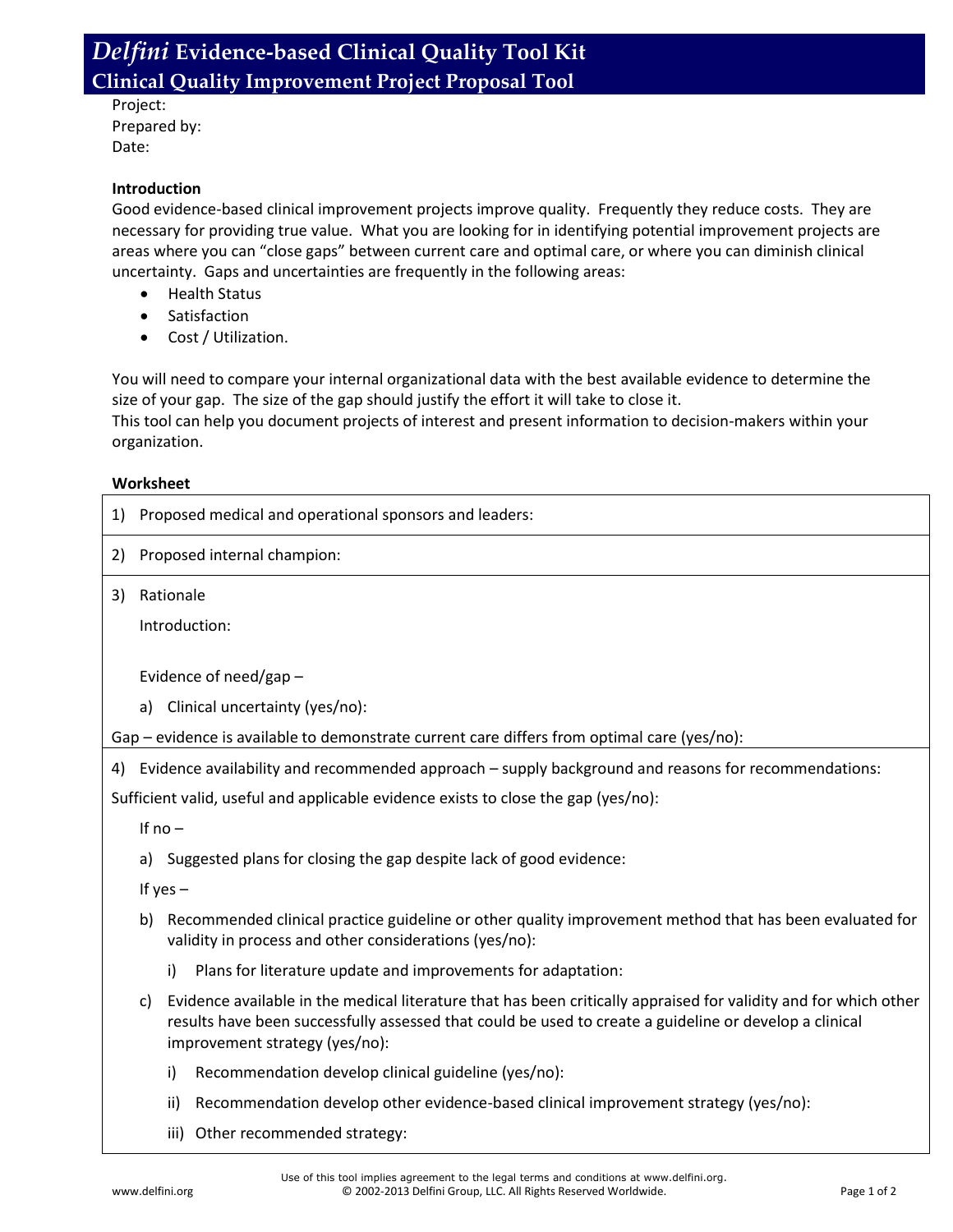# *Delfini* Evidence-based Clinical Quality Tool Kit

## Clinical Quality Improvement Project Proposal Tool

Project:
Prepared by:
Date:

**Introduction**

Good evidence-based clinical improvement projects improve quality. Frequently they reduce costs. They are necessary for providing true value. What you are looking for in identifying potential improvement projects are areas where you can "close gaps" between current care and optimal care, or where you can diminish clinical uncertainty. Gaps and uncertainties are frequently in the following areas:

- Health Status
- Satisfaction
- Cost / Utilization.

You will need to compare your internal organizational data with the best available evidence to determine the size of your gap. The size of the gap should justify the effort it will take to close it.
This tool can help you document projects of interest and present information to decision-makers within your organization.

**Worksheet**

1) Proposed medical and operational sponsors and leaders:

2) Proposed internal champion:

3) Rationale

   Introduction:

   Evidence of need/gap –

   a) Clinical uncertainty (yes/no):

Gap – evidence is available to demonstrate current care differs from optimal care (yes/no):

4) Evidence availability and recommended approach – supply background and reasons for recommendations:

Sufficient valid, useful and applicable evidence exists to close the gap (yes/no):

   If no –

   a) Suggested plans for closing the gap despite lack of good evidence:

   If yes –

   b) Recommended clinical practice guideline or other quality improvement method that has been evaluated for validity in process and other considerations (yes/no):

      i) Plans for literature update and improvements for adaptation:

   c) Evidence available in the medical literature that has been critically appraised for validity and for which other results have been successfully assessed that could be used to create a guideline or develop a clinical improvement strategy (yes/no):

      i) Recommendation develop clinical guideline (yes/no):

      ii) Recommendation develop other evidence-based clinical improvement strategy (yes/no):

      iii) Other recommended strategy: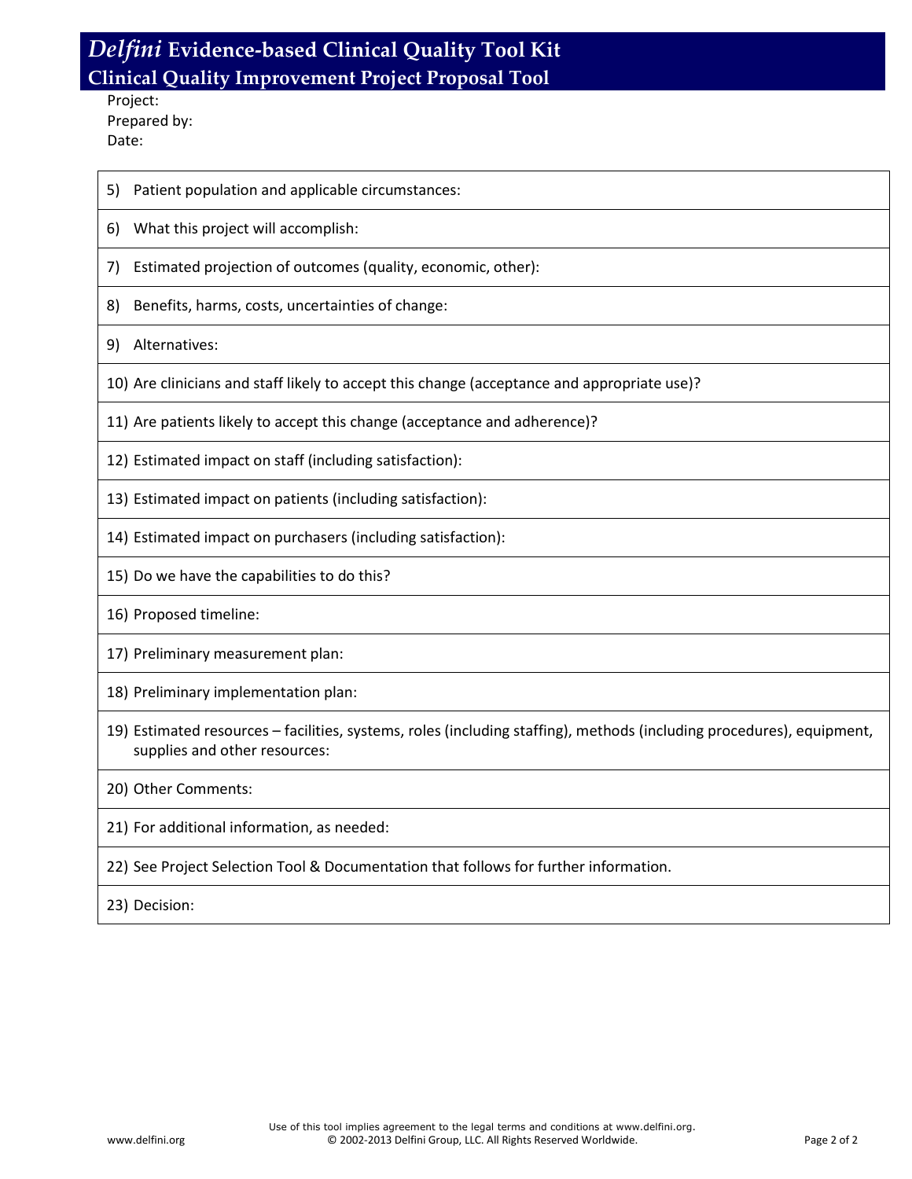# *Delfini* Evidence-based Clinical Quality Tool Kit
## Clinical Quality Improvement Project Proposal Tool

Project:
Prepared by:
Date:

| |
|---|
| 5) Patient population and applicable circumstances: |
| 6) What this project will accomplish: |
| 7) Estimated projection of outcomes (quality, economic, other): |
| 8) Benefits, harms, costs, uncertainties of change: |
| 9) Alternatives: |
| 10) Are clinicians and staff likely to accept this change (acceptance and appropriate use)? |
| 11) Are patients likely to accept this change (acceptance and adherence)? |
| 12) Estimated impact on staff (including satisfaction): |
| 13) Estimated impact on patients (including satisfaction): |
| 14) Estimated impact on purchasers (including satisfaction): |
| 15) Do we have the capabilities to do this? |
| 16) Proposed timeline: |
| 17) Preliminary measurement plan: |
| 18) Preliminary implementation plan: |
| 19) Estimated resources – facilities, systems, roles (including staffing), methods (including procedures), equipment, supplies and other resources: |
| 20) Other Comments: |
| 21) For additional information, as needed: |
| 22) See Project Selection Tool & Documentation that follows for further information. |
| 23) Decision: |

Use of this tool implies agreement to the legal terms and conditions at www.delfini.org.
© 2002-2013 Delfini Group, LLC. All Rights Reserved Worldwide.